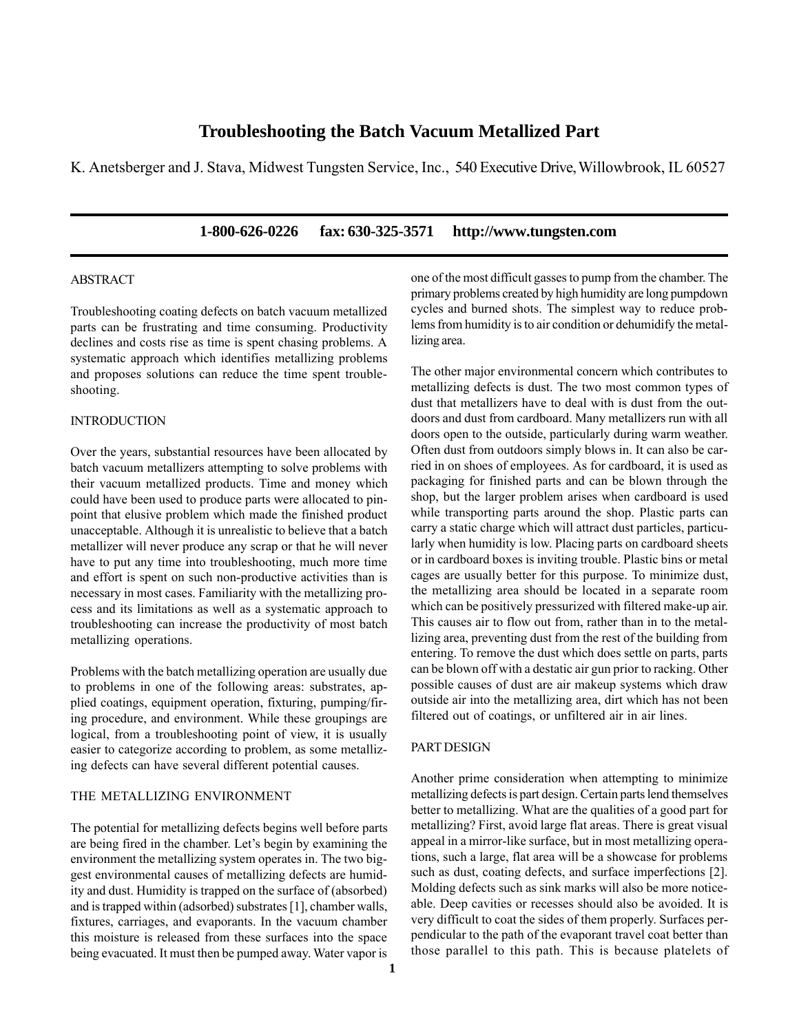# Troubleshooting the Batch Vacuum Metallized Part

K. Anetsberger and J. Stava, Midwest Tungsten Service, Inc., 540 Executive Drive, Willowbrook, IL 60527

**1-800-626-0226 fax: 630-325-3571 http://www.tungsten.com**

## ABSTRACT

Troubleshooting coating defects on batch vacuum metallized parts can be frustrating and time consuming. Productivity declines and costs rise as time is spent chasing problems. A systematic approach which identifies metallizing problems and proposes solutions can reduce the time spent troubleshooting.

## INTRODUCTION

Over the years, substantial resources have been allocated by batch vacuum metallizers attempting to solve problems with their vacuum metallized products. Time and money which could have been used to produce parts were allocated to pinpoint that elusive problem which made the finished product unacceptable. Although it is unrealistic to believe that a batch metallizer will never produce any scrap or that he will never have to put any time into troubleshooting, much more time and effort is spent on such non-productive activities than is necessary in most cases. Familiarity with the metallizing process and its limitations as well as a systematic approach to troubleshooting can increase the productivity of most batch metallizing operations.

Problems with the batch metallizing operation are usually due to problems in one of the following areas: substrates, applied coatings, equipment operation, fixturing, pumping/firing procedure, and environment. While these groupings are logical, from a troubleshooting point of view, it is usually easier to categorize according to problem, as some metallizing defects can have several different potential causes.

## THE METALLIZING ENVIRONMENT

The potential for metallizing defects begins well before parts are being fired in the chamber. Let's begin by examining the environment the metallizing system operates in. The two biggest environmental causes of metallizing defects are humidity and dust. Humidity is trapped on the surface of (absorbed) and is trapped within (adsorbed) substrates [1], chamber walls, fixtures, carriages, and evaporants. In the vacuum chamber this moisture is released from these surfaces into the space being evacuated. It must then be pumped away. Water vapor is one of the most difficult gasses to pump from the chamber. The primary problems created by high humidity are long pumpdown cycles and burned shots. The simplest way to reduce problems from humidity is to air condition or dehumidify the metallizing area.

The other major environmental concern which contributes to metallizing defects is dust. The two most common types of dust that metallizers have to deal with is dust from the outdoors and dust from cardboard. Many metallizers run with all doors open to the outside, particularly during warm weather. Often dust from outdoors simply blows in. It can also be carried in on shoes of employees. As for cardboard, it is used as packaging for finished parts and can be blown through the shop, but the larger problem arises when cardboard is used while transporting parts around the shop. Plastic parts can carry a static charge which will attract dust particles, particularly when humidity is low. Placing parts on cardboard sheets or in cardboard boxes is inviting trouble. Plastic bins or metal cages are usually better for this purpose. To minimize dust, the metallizing area should be located in a separate room which can be positively pressurized with filtered make-up air. This causes air to flow out from, rather than in to the metallizing area, preventing dust from the rest of the building from entering. To remove the dust which does settle on parts, parts can be blown off with a destatic air gun prior to racking. Other possible causes of dust are air makeup systems which draw outside air into the metallizing area, dirt which has not been filtered out of coatings, or unfiltered air in air lines.

## PART DESIGN

Another prime consideration when attempting to minimize metallizing defects is part design. Certain parts lend themselves better to metallizing. What are the qualities of a good part for metallizing? First, avoid large flat areas. There is great visual appeal in a mirror-like surface, but in most metallizing operations, such a large, flat area will be a showcase for problems such as dust, coating defects, and surface imperfections [2]. Molding defects such as sink marks will also be more noticeable. Deep cavities or recesses should also be avoided. It is very difficult to coat the sides of them properly. Surfaces perpendicular to the path of the evaporant travel coat better than those parallel to this path. This is because platelets of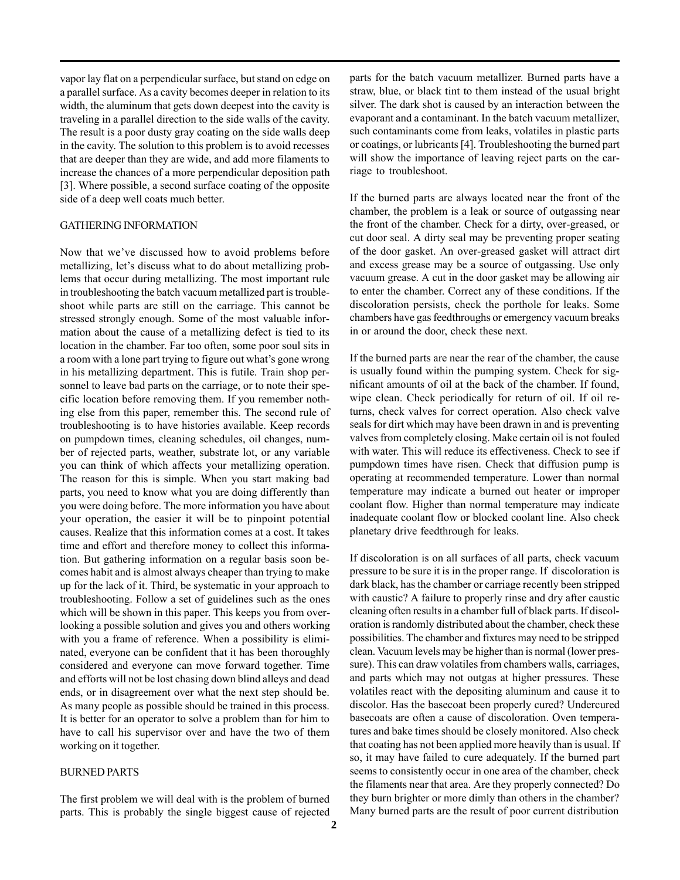vapor lay flat on a perpendicular surface, but stand on edge on a parallel surface. As a cavity becomes deeper in relation to its width, the aluminum that gets down deepest into the cavity is traveling in a parallel direction to the side walls of the cavity. The result is a poor dusty gray coating on the side walls deep in the cavity. The solution to this problem is to avoid recesses that are deeper than they are wide, and add more filaments to increase the chances of a more perpendicular deposition path [3]. Where possible, a second surface coating of the opposite side of a deep well coats much better.

## GATHERING INFORMATION

Now that we've discussed how to avoid problems before metallizing, let's discuss what to do about metallizing problems that occur during metallizing. The most important rule in troubleshooting the batch vacuum metallized part is troubleshoot while parts are still on the carriage. This cannot be stressed strongly enough. Some of the most valuable information about the cause of a metallizing defect is tied to its location in the chamber. Far too often, some poor soul sits in a room with a lone part trying to figure out what's gone wrong in his metallizing department. This is futile. Train shop personnel to leave bad parts on the carriage, or to note their specific location before removing them. If you remember nothing else from this paper, remember this. The second rule of troubleshooting is to have histories available. Keep records on pumpdown times, cleaning schedules, oil changes, number of rejected parts, weather, substrate lot, or any variable you can think of which affects your metallizing operation. The reason for this is simple. When you start making bad parts, you need to know what you are doing differently than you were doing before. The more information you have about your operation, the easier it will be to pinpoint potential causes. Realize that this information comes at a cost. It takes time and effort and therefore money to collect this information. But gathering information on a regular basis soon becomes habit and is almost always cheaper than trying to make up for the lack of it. Third, be systematic in your approach to troubleshooting. Follow a set of guidelines such as the ones which will be shown in this paper. This keeps you from overlooking a possible solution and gives you and others working with you a frame of reference. When a possibility is eliminated, everyone can be confident that it has been thoroughly considered and everyone can move forward together. Time and efforts will not be lost chasing down blind alleys and dead ends, or in disagreement over what the next step should be. As many people as possible should be trained in this process. It is better for an operator to solve a problem than for him to have to call his supervisor over and have the two of them working on it together.

## BURNED PARTS

The first problem we will deal with is the problem of burned parts. This is probably the single biggest cause of rejected parts for the batch vacuum metallizer. Burned parts have a straw, blue, or black tint to them instead of the usual bright silver. The dark shot is caused by an interaction between the evaporant and a contaminant. In the batch vacuum metallizer, such contaminants come from leaks, volatiles in plastic parts or coatings, or lubricants [4]. Troubleshooting the burned part will show the importance of leaving reject parts on the carriage to troubleshoot.

If the burned parts are always located near the front of the chamber, the problem is a leak or source of outgassing near the front of the chamber. Check for a dirty, over-greased, or cut door seal. A dirty seal may be preventing proper seating of the door gasket. An over-greased gasket will attract dirt and excess grease may be a source of outgassing. Use only vacuum grease. A cut in the door gasket may be allowing air to enter the chamber. Correct any of these conditions. If the discoloration persists, check the porthole for leaks. Some chambers have gas feedthroughs or emergency vacuum breaks in or around the door, check these next.

If the burned parts are near the rear of the chamber, the cause is usually found within the pumping system. Check for significant amounts of oil at the back of the chamber. If found, wipe clean. Check periodically for return of oil. If oil returns, check valves for correct operation. Also check valve seals for dirt which may have been drawn in and is preventing valves from completely closing. Make certain oil is not fouled with water. This will reduce its effectiveness. Check to see if pumpdown times have risen. Check that diffusion pump is operating at recommended temperature. Lower than normal temperature may indicate a burned out heater or improper coolant flow. Higher than normal temperature may indicate inadequate coolant flow or blocked coolant line. Also check planetary drive feedthrough for leaks.

If discoloration is on all surfaces of all parts, check vacuum pressure to be sure it is in the proper range. If discoloration is dark black, has the chamber or carriage recently been stripped with caustic? A failure to properly rinse and dry after caustic cleaning often results in a chamber full of black parts. If discoloration is randomly distributed about the chamber, check these possibilities. The chamber and fixtures may need to be stripped clean. Vacuum levels may be higher than is normal (lower pressure). This can draw volatiles from chambers walls, carriages, and parts which may not outgas at higher pressures. These volatiles react with the depositing aluminum and cause it to discolor. Has the basecoat been properly cured? Undercured basecoats are often a cause of discoloration. Oven temperatures and bake times should be closely monitored. Also check that coating has not been applied more heavily than is usual. If so, it may have failed to cure adequately. If the burned part seems to consistently occur in one area of the chamber, check the filaments near that area. Are they properly connected? Do they burn brighter or more dimly than others in the chamber? Many burned parts are the result of poor current distribution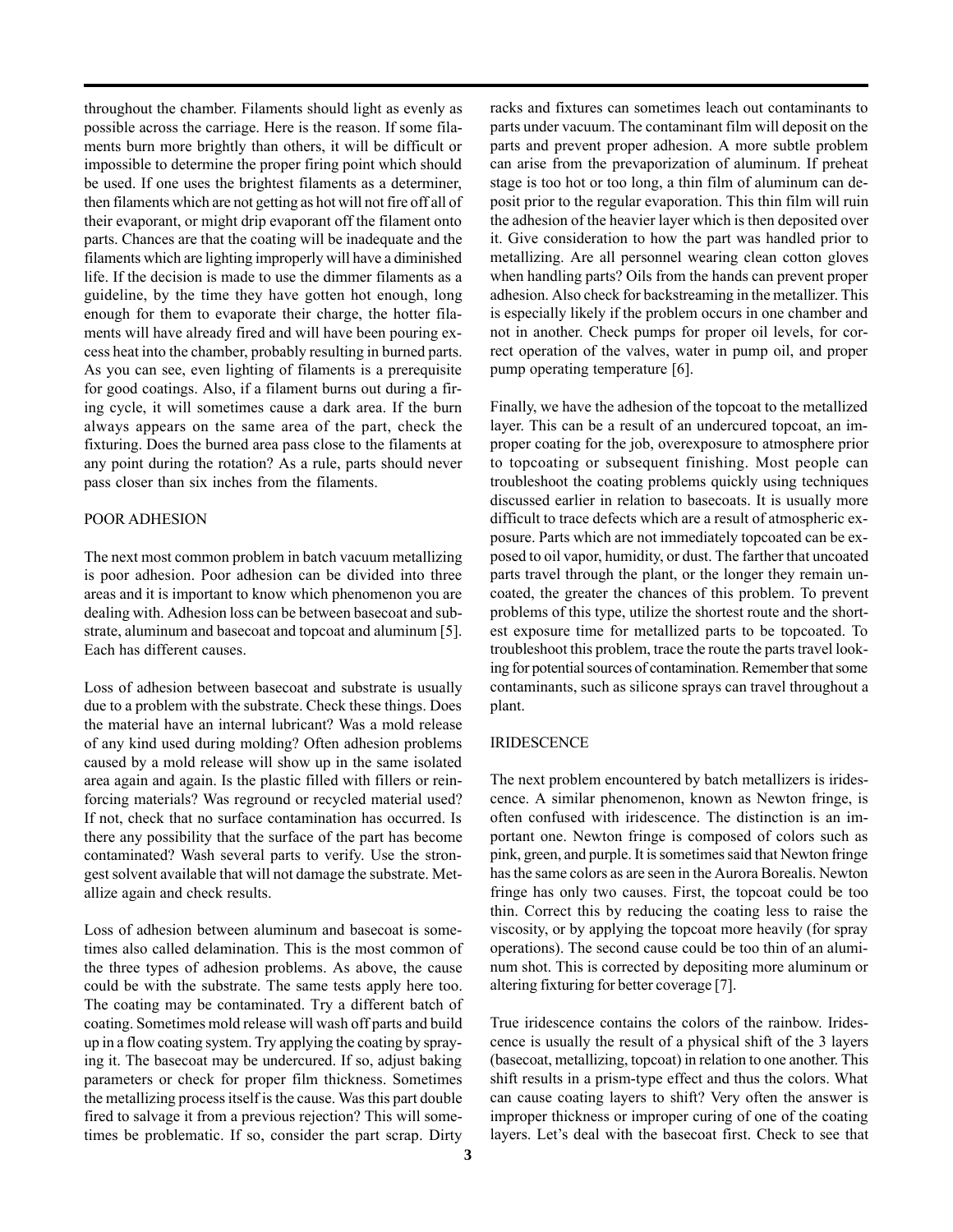throughout the chamber. Filaments should light as evenly as possible across the carriage. Here is the reason. If some filaments burn more brightly than others, it will be difficult or impossible to determine the proper firing point which should be used. If one uses the brightest filaments as a determiner, then filaments which are not getting as hot will not fire off all of their evaporant, or might drip evaporant off the filament onto parts. Chances are that the coating will be inadequate and the filaments which are lighting improperly will have a diminished life. If the decision is made to use the dimmer filaments as a guideline, by the time they have gotten hot enough, long enough for them to evaporate their charge, the hotter filaments will have already fired and will have been pouring excess heat into the chamber, probably resulting in burned parts. As you can see, even lighting of filaments is a prerequisite for good coatings. Also, if a filament burns out during a firing cycle, it will sometimes cause a dark area. If the burn always appears on the same area of the part, check the fixturing. Does the burned area pass close to the filaments at any point during the rotation? As a rule, parts should never pass closer than six inches from the filaments.

## POOR ADHESION

The next most common problem in batch vacuum metallizing is poor adhesion. Poor adhesion can be divided into three areas and it is important to know which phenomenon you are dealing with. Adhesion loss can be between basecoat and substrate, aluminum and basecoat and topcoat and aluminum [5]. Each has different causes.

Loss of adhesion between basecoat and substrate is usually due to a problem with the substrate. Check these things. Does the material have an internal lubricant? Was a mold release of any kind used during molding? Often adhesion problems caused by a mold release will show up in the same isolated area again and again. Is the plastic filled with fillers or reinforcing materials? Was reground or recycled material used? If not, check that no surface contamination has occurred. Is there any possibility that the surface of the part has become contaminated? Wash several parts to verify. Use the strongest solvent available that will not damage the substrate. Metallize again and check results.

Loss of adhesion between aluminum and basecoat is sometimes also called delamination. This is the most common of the three types of adhesion problems. As above, the cause could be with the substrate. The same tests apply here too. The coating may be contaminated. Try a different batch of coating. Sometimes mold release will wash off parts and build up in a flow coating system. Try applying the coating by spraying it. The basecoat may be undercured. If so, adjust baking parameters or check for proper film thickness. Sometimes the metallizing process itself is the cause. Was this part double fired to salvage it from a previous rejection? This will sometimes be problematic. If so, consider the part scrap. Dirty racks and fixtures can sometimes leach out contaminants to parts under vacuum. The contaminant film will deposit on the parts and prevent proper adhesion. A more subtle problem can arise from the prevaporization of aluminum. If preheat stage is too hot or too long, a thin film of aluminum can deposit prior to the regular evaporation. This thin film will ruin the adhesion of the heavier layer which is then deposited over it. Give consideration to how the part was handled prior to metallizing. Are all personnel wearing clean cotton gloves when handling parts? Oils from the hands can prevent proper adhesion. Also check for backstreaming in the metallizer. This is especially likely if the problem occurs in one chamber and not in another. Check pumps for proper oil levels, for correct operation of the valves, water in pump oil, and proper pump operating temperature [6].

Finally, we have the adhesion of the topcoat to the metallized layer. This can be a result of an undercured topcoat, an improper coating for the job, overexposure to atmosphere prior to topcoating or subsequent finishing. Most people can troubleshoot the coating problems quickly using techniques discussed earlier in relation to basecoats. It is usually more difficult to trace defects which are a result of atmospheric exposure. Parts which are not immediately topcoated can be exposed to oil vapor, humidity, or dust. The farther that uncoated parts travel through the plant, or the longer they remain uncoated, the greater the chances of this problem. To prevent problems of this type, utilize the shortest route and the shortest exposure time for metallized parts to be topcoated. To troubleshoot this problem, trace the route the parts travel looking for potential sources of contamination. Remember that some contaminants, such as silicone sprays can travel throughout a plant.

## IRIDESCENCE

The next problem encountered by batch metallizers is iridescence. A similar phenomenon, known as Newton fringe, is often confused with iridescence. The distinction is an important one. Newton fringe is composed of colors such as pink, green, and purple. It is sometimes said that Newton fringe has the same colors as are seen in the Aurora Borealis. Newton fringe has only two causes. First, the topcoat could be too thin. Correct this by reducing the coating less to raise the viscosity, or by applying the topcoat more heavily (for spray operations). The second cause could be too thin of an aluminum shot. This is corrected by depositing more aluminum or altering fixturing for better coverage [7].

True iridescence contains the colors of the rainbow. Iridescence is usually the result of a physical shift of the 3 layers (basecoat, metallizing, topcoat) in relation to one another. This shift results in a prism-type effect and thus the colors. What can cause coating layers to shift? Very often the answer is improper thickness or improper curing of one of the coating layers. Let's deal with the basecoat first. Check to see that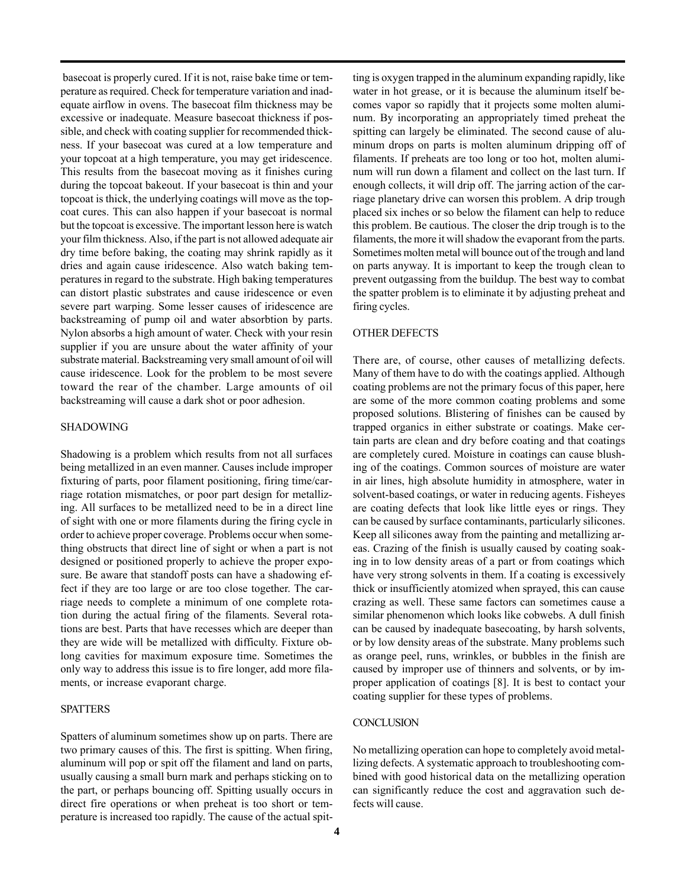basecoat is properly cured. If it is not, raise bake time or temperature as required. Check for temperature variation and inadequate airflow in ovens. The basecoat film thickness may be excessive or inadequate. Measure basecoat thickness if possible, and check with coating supplier for recommended thickness. If your basecoat was cured at a low temperature and your topcoat at a high temperature, you may get iridescence. This results from the basecoat moving as it finishes curing during the topcoat bakeout. If your basecoat is thin and your topcoat is thick, the underlying coatings will move as the topcoat cures. This can also happen if your basecoat is normal but the topcoat is excessive. The important lesson here is watch your film thickness. Also, if the part is not allowed adequate air dry time before baking, the coating may shrink rapidly as it dries and again cause iridescence. Also watch baking temperatures in regard to the substrate. High baking temperatures can distort plastic substrates and cause iridescence or even severe part warping. Some lesser causes of iridescence are backstreaming of pump oil and water absorbtion by parts. Nylon absorbs a high amount of water. Check with your resin supplier if you are unsure about the water affinity of your substrate material. Backstreaming very small amount of oil will cause iridescence. Look for the problem to be most severe toward the rear of the chamber. Large amounts of oil backstreaming will cause a dark shot or poor adhesion.

## SHADOWING

Shadowing is a problem which results from not all surfaces being metallized in an even manner. Causes include improper fixturing of parts, poor filament positioning, firing time/carriage rotation mismatches, or poor part design for metallizing. All surfaces to be metallized need to be in a direct line of sight with one or more filaments during the firing cycle in order to achieve proper coverage. Problems occur when something obstructs that direct line of sight or when a part is not designed or positioned properly to achieve the proper exposure. Be aware that standoff posts can have a shadowing effect if they are too large or are too close together. The carriage needs to complete a minimum of one complete rotation during the actual firing of the filaments. Several rotations are best. Parts that have recesses which are deeper than they are wide will be metallized with difficulty. Fixture oblong cavities for maximum exposure time. Sometimes the only way to address this issue is to fire longer, add more filaments, or increase evaporant charge.

## SPATTERS

Spatters of aluminum sometimes show up on parts. There are two primary causes of this. The first is spitting. When firing, aluminum will pop or spit off the filament and land on parts, usually causing a small burn mark and perhaps sticking on to the part, or perhaps bouncing off. Spitting usually occurs in direct fire operations or when preheat is too short or temperature is increased too rapidly. The cause of the actual spitting is oxygen trapped in the aluminum expanding rapidly, like water in hot grease, or it is because the aluminum itself becomes vapor so rapidly that it projects some molten aluminum. By incorporating an appropriately timed preheat the spitting can largely be eliminated. The second cause of aluminum drops on parts is molten aluminum dripping off of filaments. If preheats are too long or too hot, molten aluminum will run down a filament and collect on the last turn. If enough collects, it will drip off. The jarring action of the carriage planetary drive can worsen this problem. A drip trough placed six inches or so below the filament can help to reduce this problem. Be cautious. The closer the drip trough is to the filaments, the more it will shadow the evaporant from the parts. Sometimes molten metal will bounce out of the trough and land on parts anyway. It is important to keep the trough clean to prevent outgassing from the buildup. The best way to combat the spatter problem is to eliminate it by adjusting preheat and firing cycles.

## OTHER DEFECTS

There are, of course, other causes of metallizing defects. Many of them have to do with the coatings applied. Although coating problems are not the primary focus of this paper, here are some of the more common coating problems and some proposed solutions. Blistering of finishes can be caused by trapped organics in either substrate or coatings. Make certain parts are clean and dry before coating and that coatings are completely cured. Moisture in coatings can cause blushing of the coatings. Common sources of moisture are water in air lines, high absolute humidity in atmosphere, water in solvent-based coatings, or water in reducing agents. Fisheyes are coating defects that look like little eyes or rings. They can be caused by surface contaminants, particularly silicones. Keep all silicones away from the painting and metallizing areas. Crazing of the finish is usually caused by coating soaking in to low density areas of a part or from coatings which have very strong solvents in them. If a coating is excessively thick or insufficiently atomized when sprayed, this can cause crazing as well. These same factors can sometimes cause a similar phenomenon which looks like cobwebs. A dull finish can be caused by inadequate basecoating, by harsh solvents, or by low density areas of the substrate. Many problems such as orange peel, runs, wrinkles, or bubbles in the finish are caused by improper use of thinners and solvents, or by improper application of coatings [8]. It is best to contact your coating supplier for these types of problems.

## CONCLUSION

No metallizing operation can hope to completely avoid metallizing defects. A systematic approach to troubleshooting combined with good historical data on the metallizing operation can significantly reduce the cost and aggravation such defects will cause.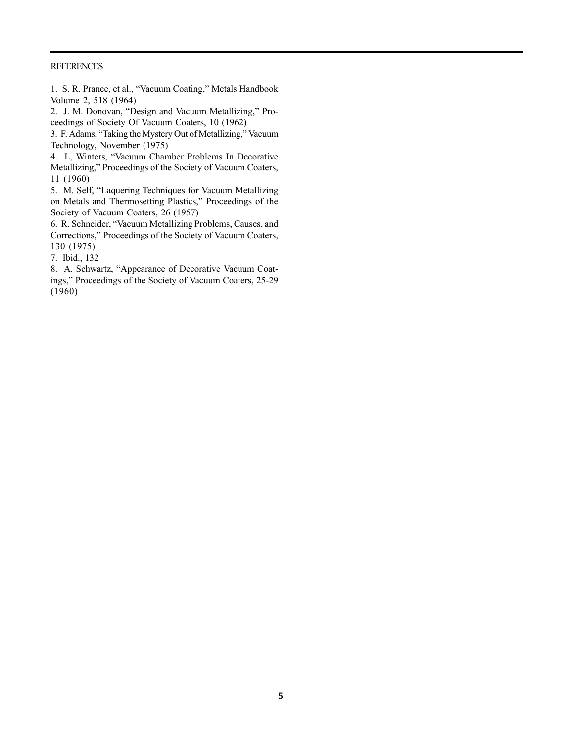## REFERENCES

1. S. R. Prance, et al., "Vacuum Coating," Metals Handbook Volume 2, 518 (1964)
2. J. M. Donovan, "Design and Vacuum Metallizing," Proceedings of Society Of Vacuum Coaters, 10 (1962)
3. F. Adams, "Taking the Mystery Out of Metallizing," Vacuum Technology, November (1975)
4. L, Winters, "Vacuum Chamber Problems In Decorative Metallizing," Proceedings of the Society of Vacuum Coaters, 11 (1960)
5. M. Self, "Laquering Techniques for Vacuum Metallizing on Metals and Thermosetting Plastics," Proceedings of the Society of Vacuum Coaters, 26 (1957)
6. R. Schneider, "Vacuum Metallizing Problems, Causes, and Corrections," Proceedings of the Society of Vacuum Coaters, 130 (1975)
7. Ibid., 132
8. A. Schwartz, "Appearance of Decorative Vacuum Coatings," Proceedings of the Society of Vacuum Coaters, 25-29 (1960)